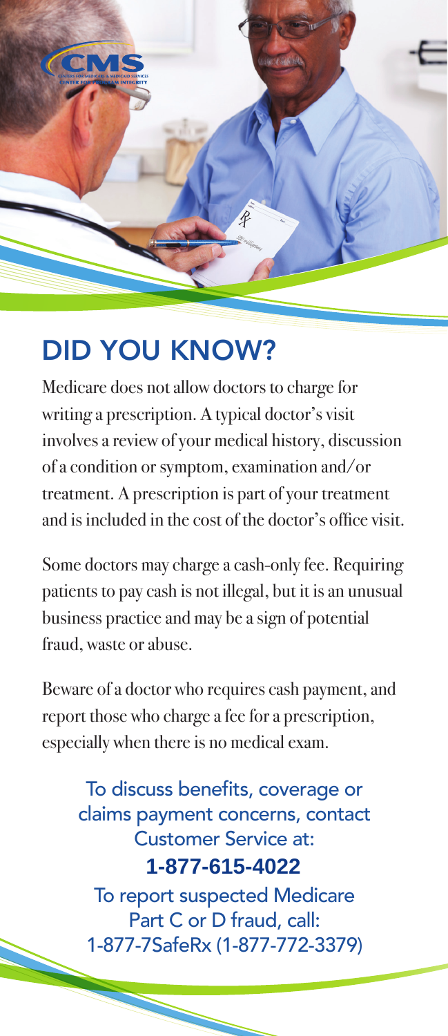# DID YOU KNOW?

Medicare does not allow doctors to charge for writing a prescription. A typical doctor's visit involves a review of your medical history, discussion of a condition or symptom, examination and/or treatment. A prescription is part of your treatment and is included in the cost of the doctor's office visit.

Some doctors may charge a cash-only fee. Requiring patients to pay cash is not illegal, but it is an unusual business practice and may be a sign of potential fraud, waste or abuse.

Beware of a doctor who requires cash payment, and report those who charge a fee for a prescription, especially when there is no medical exam.

To discuss benefits, coverage or claims payment concerns, contact Customer Service at:

**1-877-615-4022**

To report suspected Medicare Part C or D fraud, call:
1-877-7SafeRx (1-877-772-3379)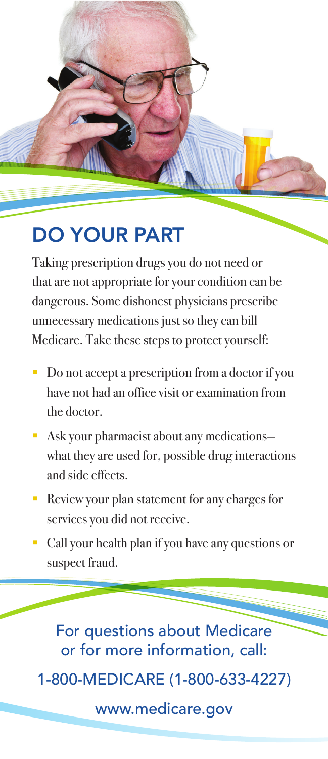## DO YOUR PART

Taking prescription drugs you do not need or that are not appropriate for your condition can be dangerous. Some dishonest physicians prescribe unnecessary medications just so they can bill Medicare. Take these steps to protect yourself:

- Do not accept a prescription from a doctor if you have not had an office visit or examination from the doctor.
- Ask your pharmacist about any medications—what they are used for, possible drug interactions and side effects.
- Review your plan statement for any charges for services you did not receive.
- Call your health plan if you have any questions or suspect fraud.

For questions about Medicare or for more information, call:

1-800-MEDICARE (1-800-633-4227)

www.medicare.gov